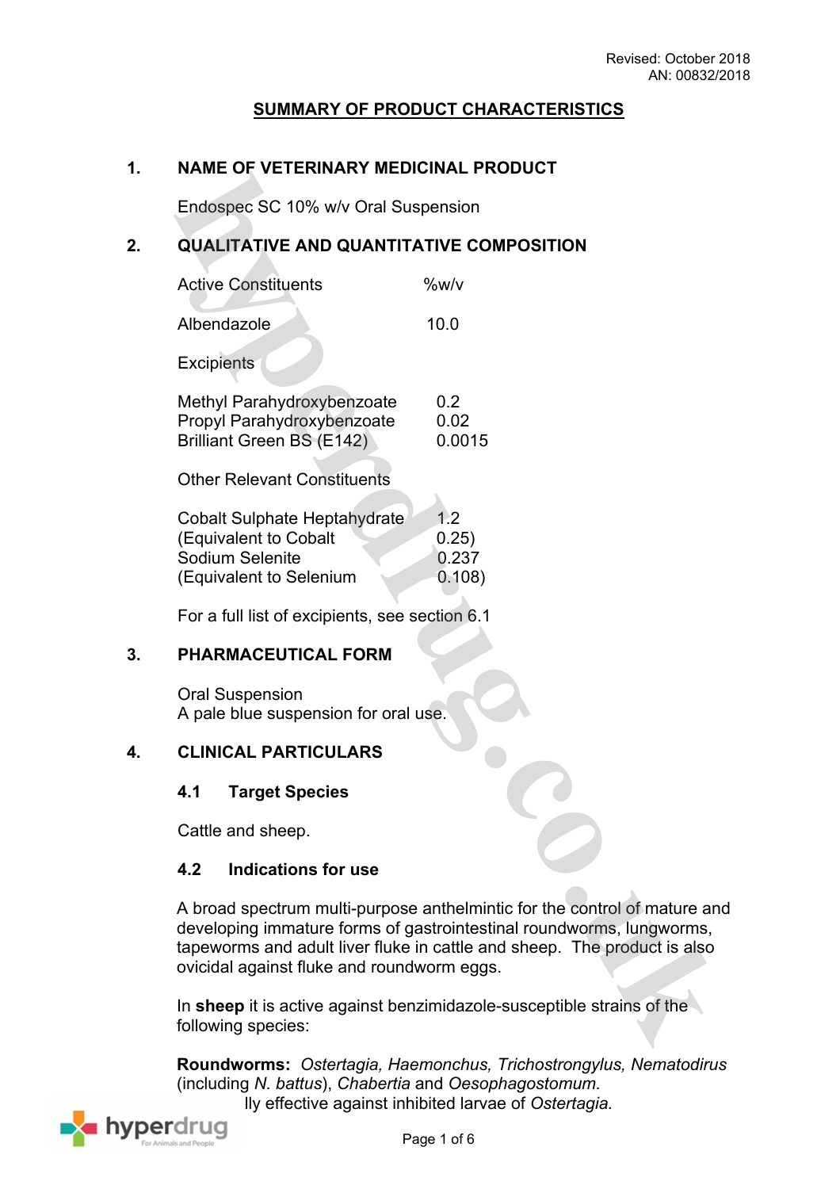Revised: October 2018
AN: 00832/2018

# SUMMARY OF PRODUCT CHARACTERISTICS

## 1. NAME OF VETERINARY MEDICINAL PRODUCT

Endospec SC 10% w/v Oral Suspension

## 2. QUALITATIVE AND QUANTITATIVE COMPOSITION

| Active Constituents | %w/v |
|---|---|
| Albendazole | 10.0 |

Excipients

| | |
|---|---|
| Methyl Parahydroxybenzoate | 0.2 |
| Propyl Parahydroxybenzoate | 0.02 |
| Brilliant Green BS (E142) | 0.0015 |

Other Relevant Constituents

| | |
|---|---|
| Cobalt Sulphate Heptahydrate | 1.2 |
| (Equivalent to Cobalt | 0.25) |
| Sodium Selenite | 0.237 |
| (Equivalent to Selenium | 0.108) |

For a full list of excipients, see section 6.1

## 3. PHARMACEUTICAL FORM

Oral Suspension
A pale blue suspension for oral use.

## 4. CLINICAL PARTICULARS

### 4.1 Target Species

Cattle and sheep.

### 4.2 Indications for use

A broad spectrum multi-purpose anthelmintic for the control of mature and developing immature forms of gastrointestinal roundworms, lungworms, tapeworms and adult liver fluke in cattle and sheep. The product is also ovicidal against fluke and roundworm eggs.

In **sheep** it is active against benzimidazole-susceptible strains of the following species:

**Roundworms:** *Ostertagia, Haemonchus, Trichostrongylus, Nematodirus* (including *N. battus*), *Chabertia* and *Oesophagostomum.*
lly effective against inhibited larvae of *Ostertagia.*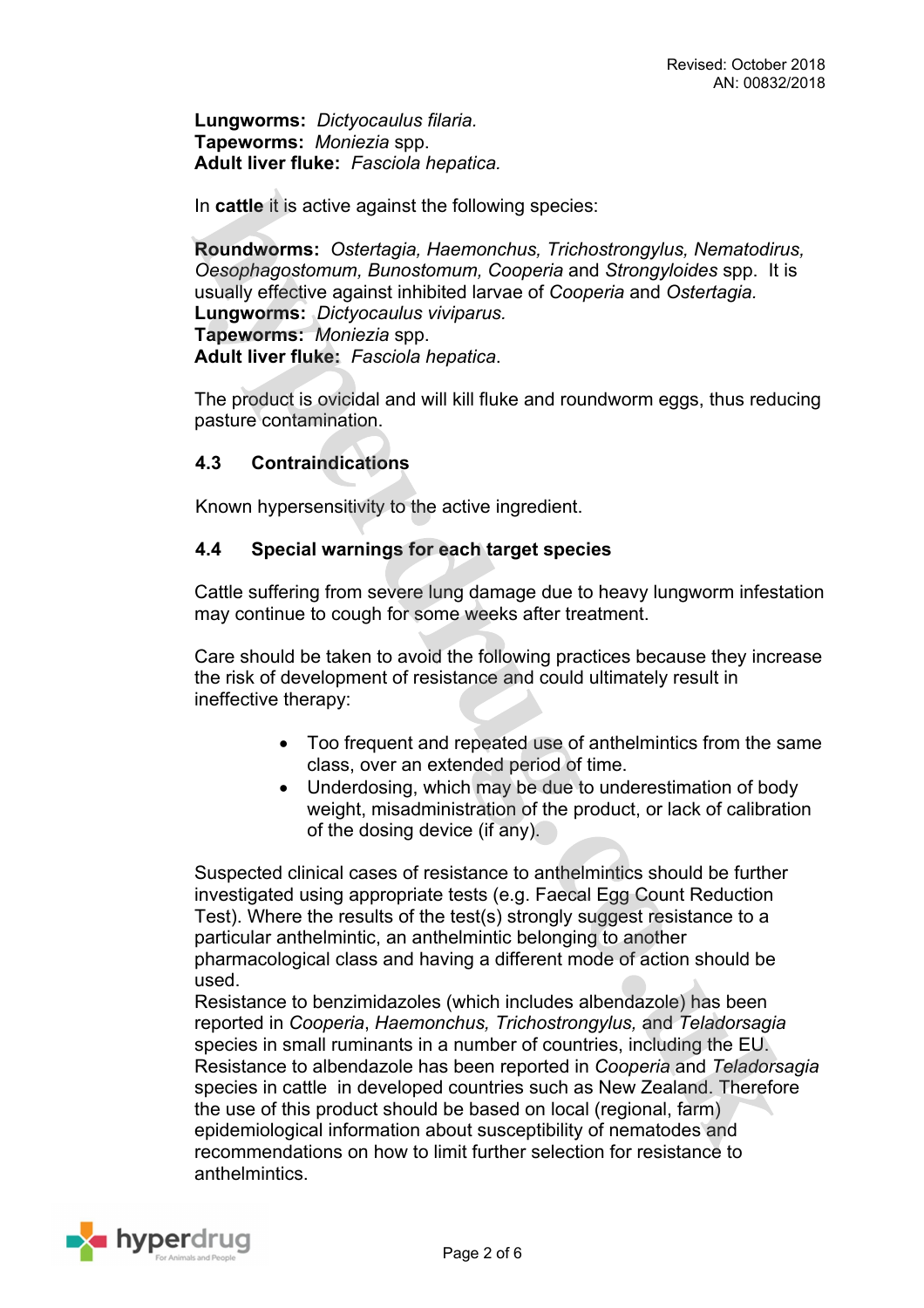**Lungworms:** *Dictyocaulus filaria.*
**Tapeworms:** *Moniezia* spp.
**Adult liver fluke:** *Fasciola hepatica.*

In **cattle** it is active against the following species:

**Roundworms:** *Ostertagia, Haemonchus, Trichostrongylus, Nematodirus, Oesophagostomum, Bunostomum, Cooperia* and *Strongyloides* spp. It is usually effective against inhibited larvae of *Cooperia* and *Ostertagia*.
**Lungworms:** *Dictyocaulus viviparus.*
**Tapeworms:** *Moniezia* spp.
**Adult liver fluke:** *Fasciola hepatica*.

The product is ovicidal and will kill fluke and roundworm eggs, thus reducing pasture contamination.

### 4.3 Contraindications

Known hypersensitivity to the active ingredient.

### 4.4 Special warnings for each target species

Cattle suffering from severe lung damage due to heavy lungworm infestation may continue to cough for some weeks after treatment.

Care should be taken to avoid the following practices because they increase the risk of development of resistance and could ultimately result in ineffective therapy:

- Too frequent and repeated use of anthelmintics from the same class, over an extended period of time.
- Underdosing, which may be due to underestimation of body weight, misadministration of the product, or lack of calibration of the dosing device (if any).

Suspected clinical cases of resistance to anthelmintics should be further investigated using appropriate tests (e.g. Faecal Egg Count Reduction Test). Where the results of the test(s) strongly suggest resistance to a particular anthelmintic, an anthelmintic belonging to another pharmacological class and having a different mode of action should be used.
Resistance to benzimidazoles (which includes albendazole) has been reported in *Cooperia*, *Haemonchus, Trichostrongylus,* and *Teladorsagia* species in small ruminants in a number of countries, including the EU. Resistance to albendazole has been reported in *Cooperia* and *Teladorsagia* species in cattle in developed countries such as New Zealand. Therefore the use of this product should be based on local (regional, farm) epidemiological information about susceptibility of nematodes and recommendations on how to limit further selection for resistance to anthelmintics.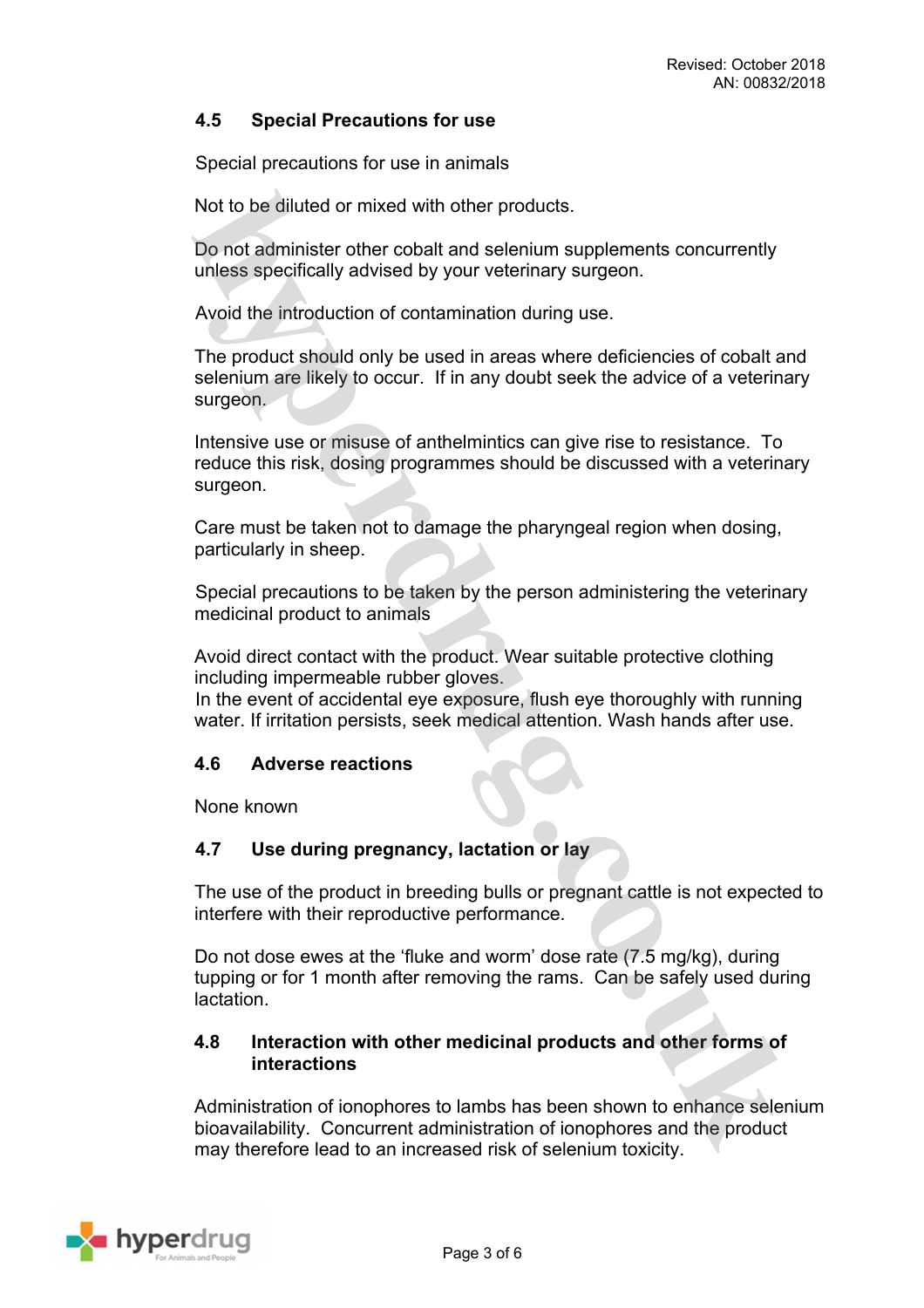### 4.5 Special Precautions for use

Special precautions for use in animals

Not to be diluted or mixed with other products.

Do not administer other cobalt and selenium supplements concurrently unless specifically advised by your veterinary surgeon.

Avoid the introduction of contamination during use.

The product should only be used in areas where deficiencies of cobalt and selenium are likely to occur. If in any doubt seek the advice of a veterinary surgeon.

Intensive use or misuse of anthelmintics can give rise to resistance. To reduce this risk, dosing programmes should be discussed with a veterinary surgeon.

Care must be taken not to damage the pharyngeal region when dosing, particularly in sheep.

Special precautions to be taken by the person administering the veterinary medicinal product to animals

Avoid direct contact with the product. Wear suitable protective clothing including impermeable rubber gloves.
In the event of accidental eye exposure, flush eye thoroughly with running water. If irritation persists, seek medical attention. Wash hands after use.

### 4.6 Adverse reactions

None known

### 4.7 Use during pregnancy, lactation or lay

The use of the product in breeding bulls or pregnant cattle is not expected to interfere with their reproductive performance.

Do not dose ewes at the 'fluke and worm' dose rate (7.5 mg/kg), during tupping or for 1 month after removing the rams. Can be safely used during lactation.

### 4.8 Interaction with other medicinal products and other forms of interactions

Administration of ionophores to lambs has been shown to enhance selenium bioavailability. Concurrent administration of ionophores and the product may therefore lead to an increased risk of selenium toxicity.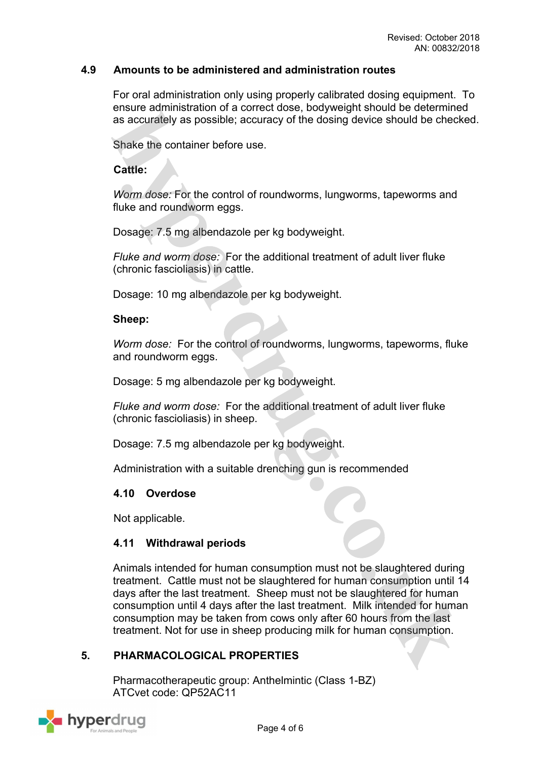### 4.9 Amounts to be administered and administration routes

For oral administration only using properly calibrated dosing equipment. To ensure administration of a correct dose, bodyweight should be determined as accurately as possible; accuracy of the dosing device should be checked.

Shake the container before use.

**Cattle:**

*Worm dose:* For the control of roundworms, lungworms, tapeworms and fluke and roundworm eggs.

Dosage: 7.5 mg albendazole per kg bodyweight.

*Fluke and worm dose:* For the additional treatment of adult liver fluke (chronic fascioliasis) in cattle.

Dosage: 10 mg albendazole per kg bodyweight.

**Sheep:**

*Worm dose:* For the control of roundworms, lungworms, tapeworms, fluke and roundworm eggs.

Dosage: 5 mg albendazole per kg bodyweight.

*Fluke and worm dose:* For the additional treatment of adult liver fluke (chronic fascioliasis) in sheep.

Dosage: 7.5 mg albendazole per kg bodyweight.

Administration with a suitable drenching gun is recommended

### 4.10 Overdose

Not applicable.

### 4.11 Withdrawal periods

Animals intended for human consumption must not be slaughtered during treatment. Cattle must not be slaughtered for human consumption until 14 days after the last treatment. Sheep must not be slaughtered for human consumption until 4 days after the last treatment. Milk intended for human consumption may be taken from cows only after 60 hours from the last treatment. Not for use in sheep producing milk for human consumption.

## 5. PHARMACOLOGICAL PROPERTIES

Pharmacotherapeutic group: Anthelmintic (Class 1-BZ)
ATCvet code: QP52AC11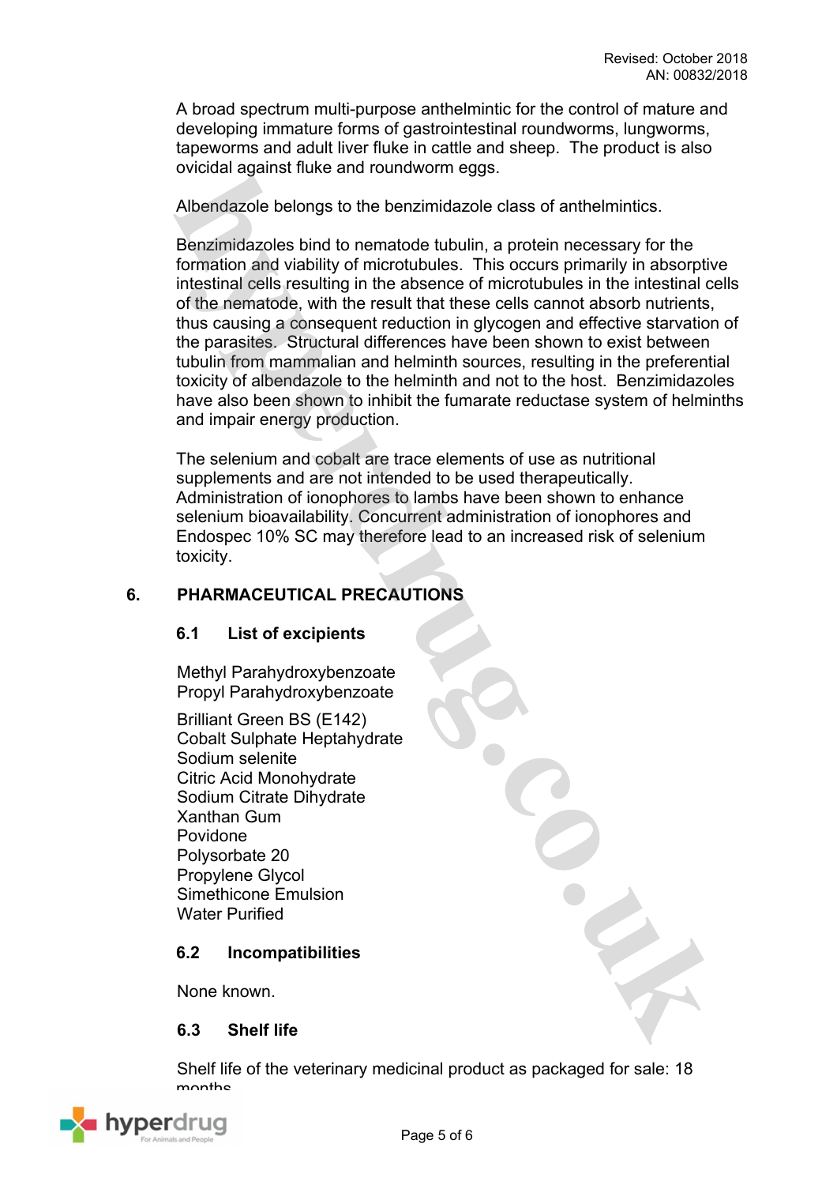A broad spectrum multi-purpose anthelmintic for the control of mature and developing immature forms of gastrointestinal roundworms, lungworms, tapeworms and adult liver fluke in cattle and sheep. The product is also ovicidal against fluke and roundworm eggs.

Albendazole belongs to the benzimidazole class of anthelmintics.

Benzimidazoles bind to nematode tubulin, a protein necessary for the formation and viability of microtubules. This occurs primarily in absorptive intestinal cells resulting in the absence of microtubules in the intestinal cells of the nematode, with the result that these cells cannot absorb nutrients, thus causing a consequent reduction in glycogen and effective starvation of the parasites. Structural differences have been shown to exist between tubulin from mammalian and helminth sources, resulting in the preferential toxicity of albendazole to the helminth and not to the host. Benzimidazoles have also been shown to inhibit the fumarate reductase system of helminths and impair energy production.

The selenium and cobalt are trace elements of use as nutritional supplements and are not intended to be used therapeutically. Administration of ionophores to lambs have been shown to enhance selenium bioavailability. Concurrent administration of ionophores and Endospec 10% SC may therefore lead to an increased risk of selenium toxicity.

## 6. PHARMACEUTICAL PRECAUTIONS

### 6.1 List of excipients

Methyl Parahydroxybenzoate
Propyl Parahydroxybenzoate

Brilliant Green BS (E142)
Cobalt Sulphate Heptahydrate
Sodium selenite
Citric Acid Monohydrate
Sodium Citrate Dihydrate
Xanthan Gum
Povidone
Polysorbate 20
Propylene Glycol
Simethicone Emulsion
Water Purified

### 6.2 Incompatibilities

None known.

### 6.3 Shelf life

Shelf life of the veterinary medicinal product as packaged for sale: 18 months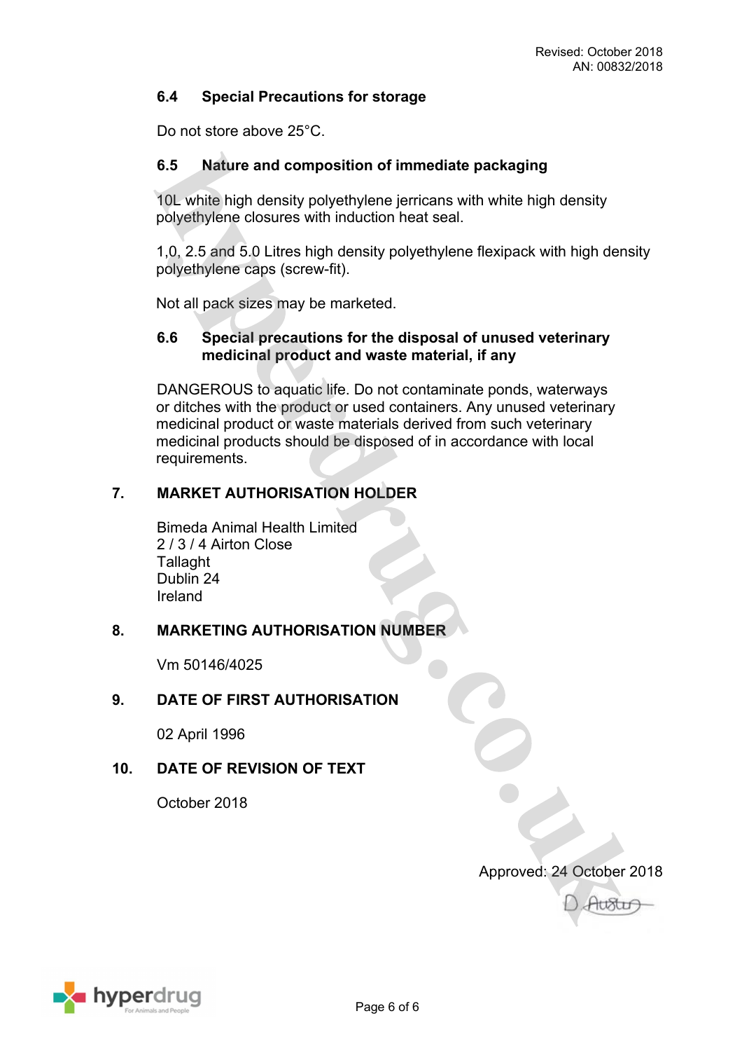### 6.4 Special Precautions for storage

Do not store above 25°C.

### 6.5 Nature and composition of immediate packaging

10L white high density polyethylene jerricans with white high density polyethylene closures with induction heat seal.

1,0, 2.5 and 5.0 Litres high density polyethylene flexipack with high density polyethylene caps (screw-fit).

Not all pack sizes may be marketed.

### 6.6 Special precautions for the disposal of unused veterinary medicinal product and waste material, if any

DANGEROUS to aquatic life. Do not contaminate ponds, waterways or ditches with the product or used containers. Any unused veterinary medicinal product or waste materials derived from such veterinary medicinal products should be disposed of in accordance with local requirements.

## 7. MARKET AUTHORISATION HOLDER

Bimeda Animal Health Limited
2 / 3 / 4 Airton Close
Tallaght
Dublin 24
Ireland

## 8. MARKETING AUTHORISATION NUMBER

Vm 50146/4025

## 9. DATE OF FIRST AUTHORISATION

02 April 1996

## 10. DATE OF REVISION OF TEXT

October 2018

Approved: 24 October 2018

D Austin